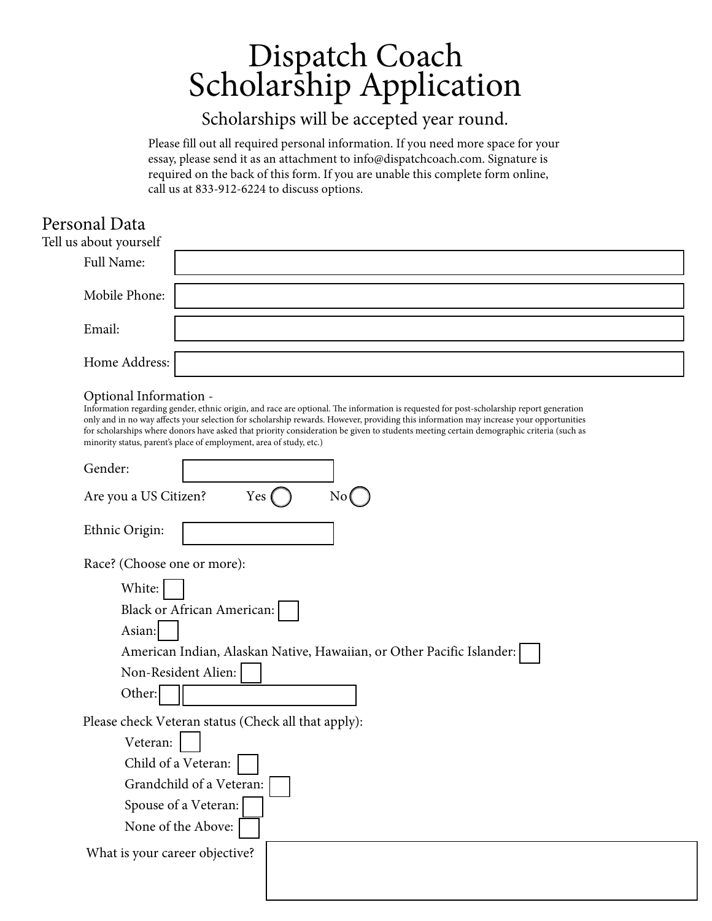# Dispatch Coach
# Scholarship Application

## Scholarships will be accepted year round.

Please fill out all required personal information. If you need more space for your essay, please send it as an attachment to info@dispatchcoach.com. Signature is required on the back of this form. If you are unable this complete form online, call us at 833-912-6224 to discuss options.

## Personal Data

Tell us about yourself

Full Name:

Mobile Phone:

Email:

Home Address:

### Optional Information -

Information regarding gender, ethnic origin, and race are optional. The information is requested for post-scholarship report generation only and in no way affects your selection for scholarship rewards. However, providing this information may increase your opportunities for scholarships where donors have asked that priority consideration be given to students meeting certain demographic criteria (such as minority status, parent's place of employment, area of study, etc.)

Gender:

Are you a US Citizen? Yes ◯ No ◯

Ethnic Origin:

Race? (Choose one or more):

- White: ☐
- Black or African American: ☐
- Asian: ☐
- American Indian, Alaskan Native, Hawaiian, or Other Pacific Islander: ☐
- Non-Resident Alien: ☐
- Other: ☐

Please check Veteran status (Check all that apply):

- Veteran: ☐
- Child of a Veteran: ☐
- Grandchild of a Veteran: ☐
- Spouse of a Veteran: ☐
- None of the Above: ☐

What is your career objective?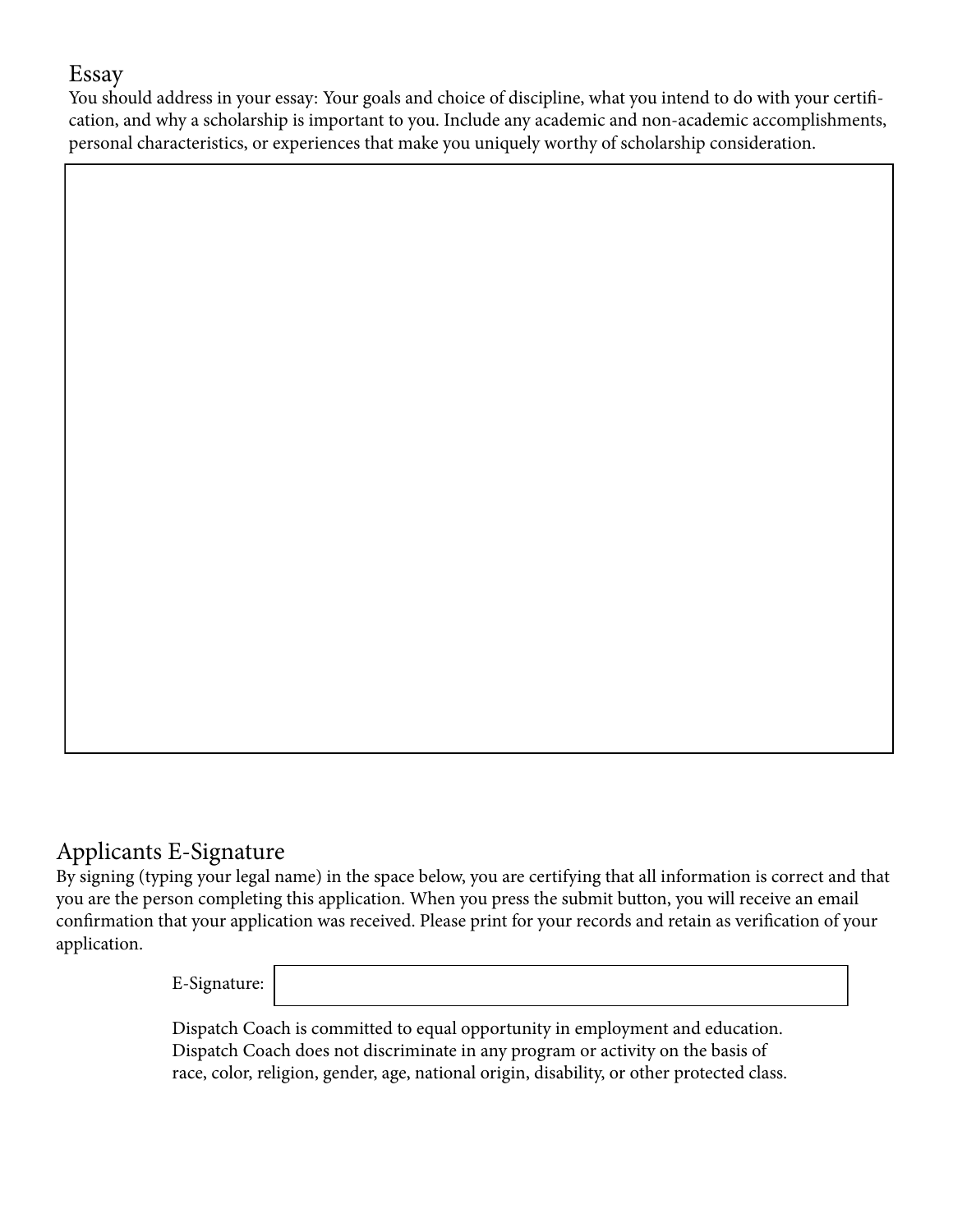## Essay

You should address in your essay: Your goals and choice of discipline, what you intend to do with your certification, and why a scholarship is important to you. Include any academic and non-academic accomplishments, personal characteristics, or experiences that make you uniquely worthy of scholarship consideration.

## Applicants E-Signature

By signing (typing your legal name) in the space below, you are certifying that all information is correct and that you are the person completing this application. When you press the submit button, you will receive an email confirmation that your application was received. Please print for your records and retain as verification of your application.

E-Signature:

Dispatch Coach is committed to equal opportunity in employment and education. Dispatch Coach does not discriminate in any program or activity on the basis of race, color, religion, gender, age, national origin, disability, or other protected class.